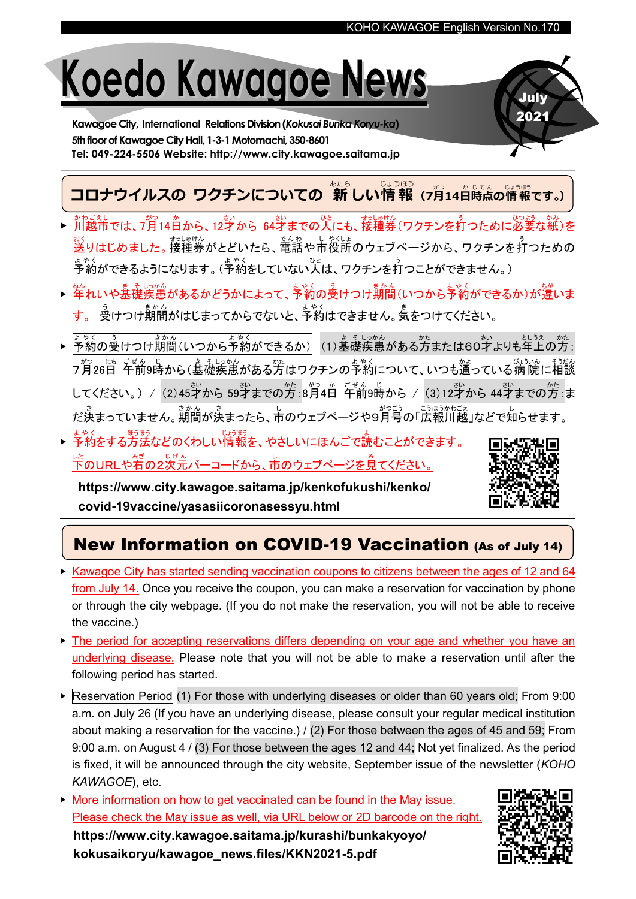KOHO KAWAGOE English Version No.170

# Koedo Kawagoe News

**July 2021**

**Kawagoe City, International Relations Division (*Kokusai Bunka Koryu-ka*)**
**5th floor of Kawagoe City Hall, 1-3-1 Motomachi, 350-8601**
**Tel: 049-224-5506 Website: http://www.city.kawagoe.saitama.jp**

## コロナウイルスの ワクチンについての 新しい情報（7月14日時点の情報です。）

- 川越市では、7月14日から、12才から 64才までの人にも、接種券（ワクチンを打つために必要な紙）を送りはじめました。接種券がとどいたら、電話や市役所のウェブページから、ワクチンを打つための予約ができるようになります。（予約をしていない人は、ワクチンを打つことができません。）
- 年れいや基礎疾患があるかどうかによって、予約の受けつけ期間（いつから予約ができるか）が違います。 受けつけ期間がはじまってからでないと、予約はできません。気をつけてください。
- 予約の受けつけ期間（いつから予約ができるか） （1）基礎疾患がある方または60才よりも年上の方：7月26日 午前9時から（基礎疾患がある方はワクチンの予約について、いつも通っている病院に相談してください。）／（2）45才から 59才までの方：8月4日 午前9時から ／（3）12才から 44才までの方：まだ決まっていません。期間が決まったら、市のウェブページや9月号の「広報川越」などで知らせます。
- 予約をする方法などのくわしい情報を、やさしいにほんごで読むことができます。下のURLや右の2次元バーコードから、市のウェブページを見てください。

  **https://www.city.kawagoe.saitama.jp/kenkofukushi/kenko/covid-19vaccine/yasasiicoronasessyu.html**

## New Information on COVID-19 Vaccination (As of July 14)

- Kawagoe City has started sending vaccination coupons to citizens between the ages of 12 and 64 from July 14. Once you receive the coupon, you can make a reservation for vaccination by phone or through the city webpage. (If you do not make the reservation, you will not be able to receive the vaccine.)
- The period for accepting reservations differs depending on your age and whether you have an underlying disease. Please note that you will not be able to make a reservation until after the following period has started.
- Reservation Period (1) For those with underlying diseases or older than 60 years old; From 9:00 a.m. on July 26 (If you have an underlying disease, please consult your regular medical institution about making a reservation for the vaccine.) / (2) For those between the ages of 45 and 59; From 9:00 a.m. on August 4 / (3) For those between the ages 12 and 44; Not yet finalized. As the period is fixed, it will be announced through the city website, September issue of the newsletter (*KOHO KAWAGOE*), etc.
- More information on how to get vaccinated can be found in the May issue. Please check the May issue as well, via URL below or 2D barcode on the right.

  **https://www.city.kawagoe.saitama.jp/kurashi/bunkakyoyo/kokusaikoryu/kawagoe_news.files/KKN2021-5.pdf**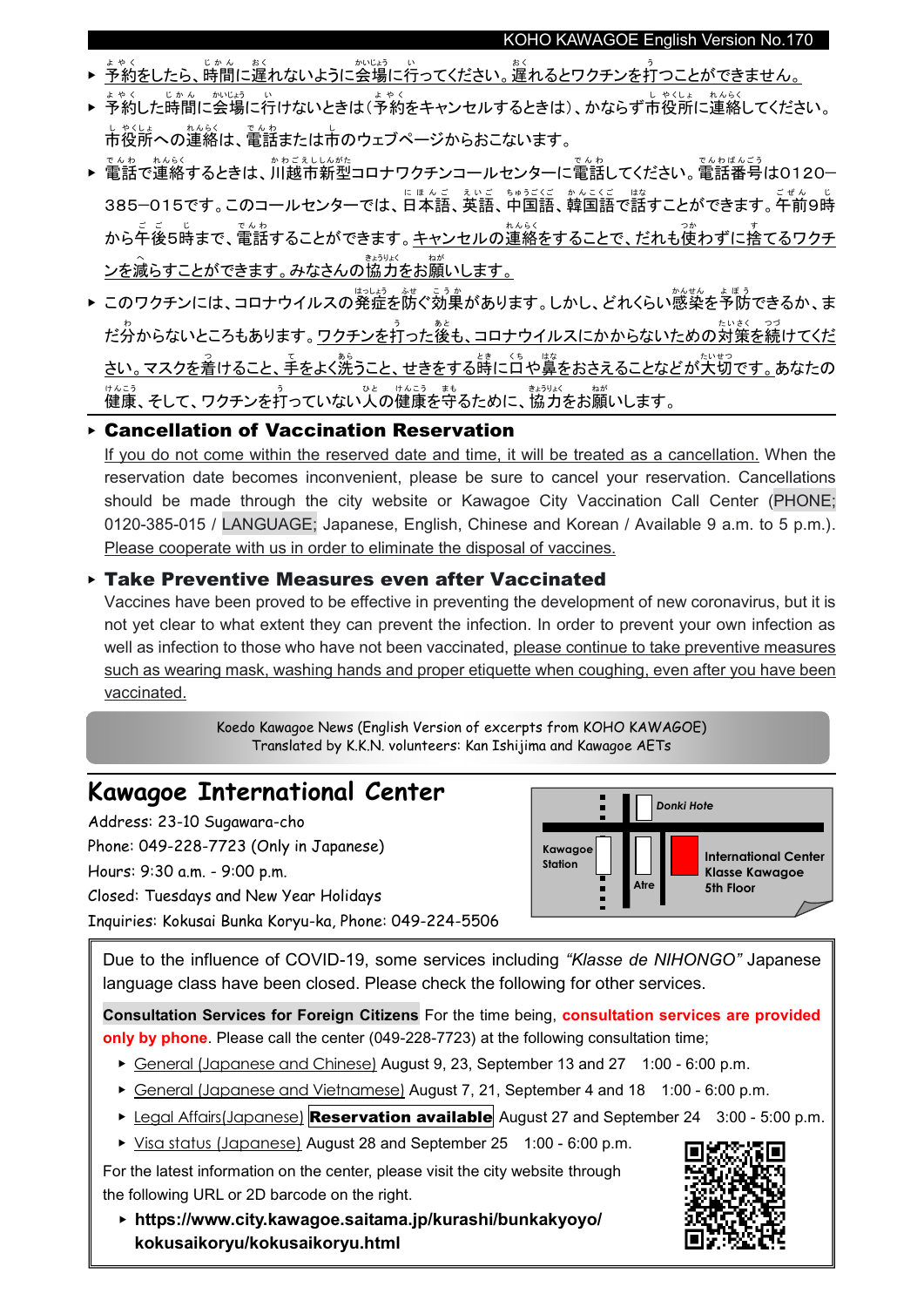- 予約をしたら、時間に遅れないように会場に行ってください。遅れるとワクチンを打つことができません。
- 予約した時間に会場に行けないときは（予約をキャンセルするときは）、かならず市役所に連絡してください。市役所への連絡は、電話または市のウェブページからおこないます。
- 電話で連絡するときは、川越市新型コロナワクチンコールセンターに電話してください。電話番号は0120―385―015です。このコールセンターでは、日本語、英語、中国語、韓国語で話すことができます。午前9時から午後5時まで、電話することができます。キャンセルの連絡をすることで、だれも使わずに捨てるワクチンを減らすことができます。みなさんの協力をお願いします。
- このワクチンには、コロナウイルスの発症を防ぐ効果があります。しかし、どれくらい感染を予防できるか、まだ分からないところもあります。ワクチンを打った後も、コロナウイルスにかからないための対策を続けてください。マスクを着けること、手をよく洗うこと、せきをする時に口や鼻をおさえることなどが大切です。あなたの健康、そして、ワクチンを打っていない人の健康を守るために、協力をお願いします。

### Cancellation of Vaccination Reservation

If you do not come within the reserved date and time, it will be treated as a cancellation. When the reservation date becomes inconvenient, please be sure to cancel your reservation. Cancellations should be made through the city website or Kawagoe City Vaccination Call Center (PHONE; 0120-385-015 / LANGUAGE; Japanese, English, Chinese and Korean / Available 9 a.m. to 5 p.m.). Please cooperate with us in order to eliminate the disposal of vaccines.

### Take Preventive Measures even after Vaccinated

Vaccines have been proved to be effective in preventing the development of new coronavirus, but it is not yet clear to what extent they can prevent the infection. In order to prevent your own infection as well as infection to those who have not been vaccinated, please continue to take preventive measures such as wearing mask, washing hands and proper etiquette when coughing, even after you have been vaccinated.

Koedo Kawagoe News (English Version of excerpts from KOHO KAWAGOE)
Translated by K.K.N. volunteers: Kan Ishijima and Kawagoe AETs

## Kawagoe International Center

Address: 23-10 Sugawara-cho
Phone: 049-228-7723 (Only in Japanese)
Hours: 9:30 a.m. - 9:00 p.m.
Closed: Tuesdays and New Year Holidays
Inquiries: Kokusai Bunka Koryu-ka, Phone: 049-224-5506

Donki Hote
Kawagoe Station
Atre
International Center
Klasse Kawagoe
5th Floor

Due to the influence of COVID-19, some services including *"Klasse de NIHONGO"* Japanese language class have been closed. Please check the following for other services.

**Consultation Services for Foreign Citizens** For the time being, **consultation services are provided only by phone**. Please call the center (049-228-7723) at the following consultation time;

- General (Japanese and Chinese) August 9, 23, September 13 and 27 1:00 - 6:00 p.m.
- General (Japanese and Vietnamese) August 7, 21, September 4 and 18 1:00 - 6:00 p.m.
- Legal Affairs(Japanese) **Reservation available** August 27 and September 24 3:00 - 5:00 p.m.
- Visa status (Japanese) August 28 and September 25 1:00 - 6:00 p.m.

For the latest information on the center, please visit the city website through the following URL or 2D barcode on the right.

- **https://www.city.kawagoe.saitama.jp/kurashi/bunkakyoyo/kokusaikoryu/kokusaikoryu.html**